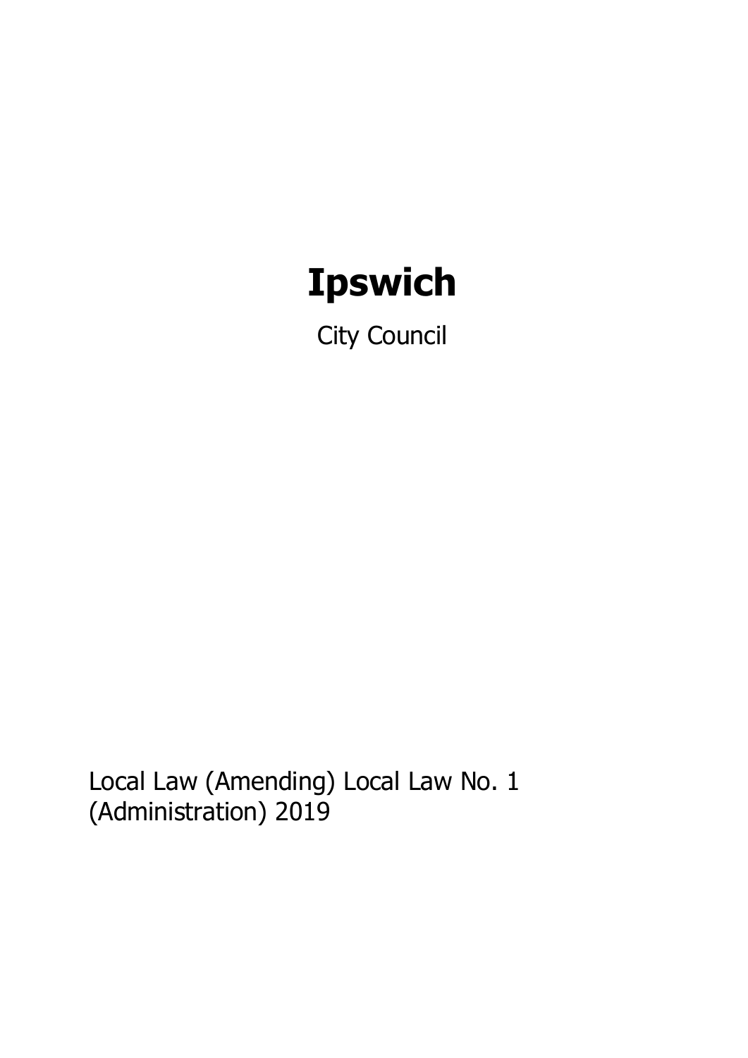# Ipswich

City Council

Local Law (Amending) Local Law No. 1 (Administration) 2019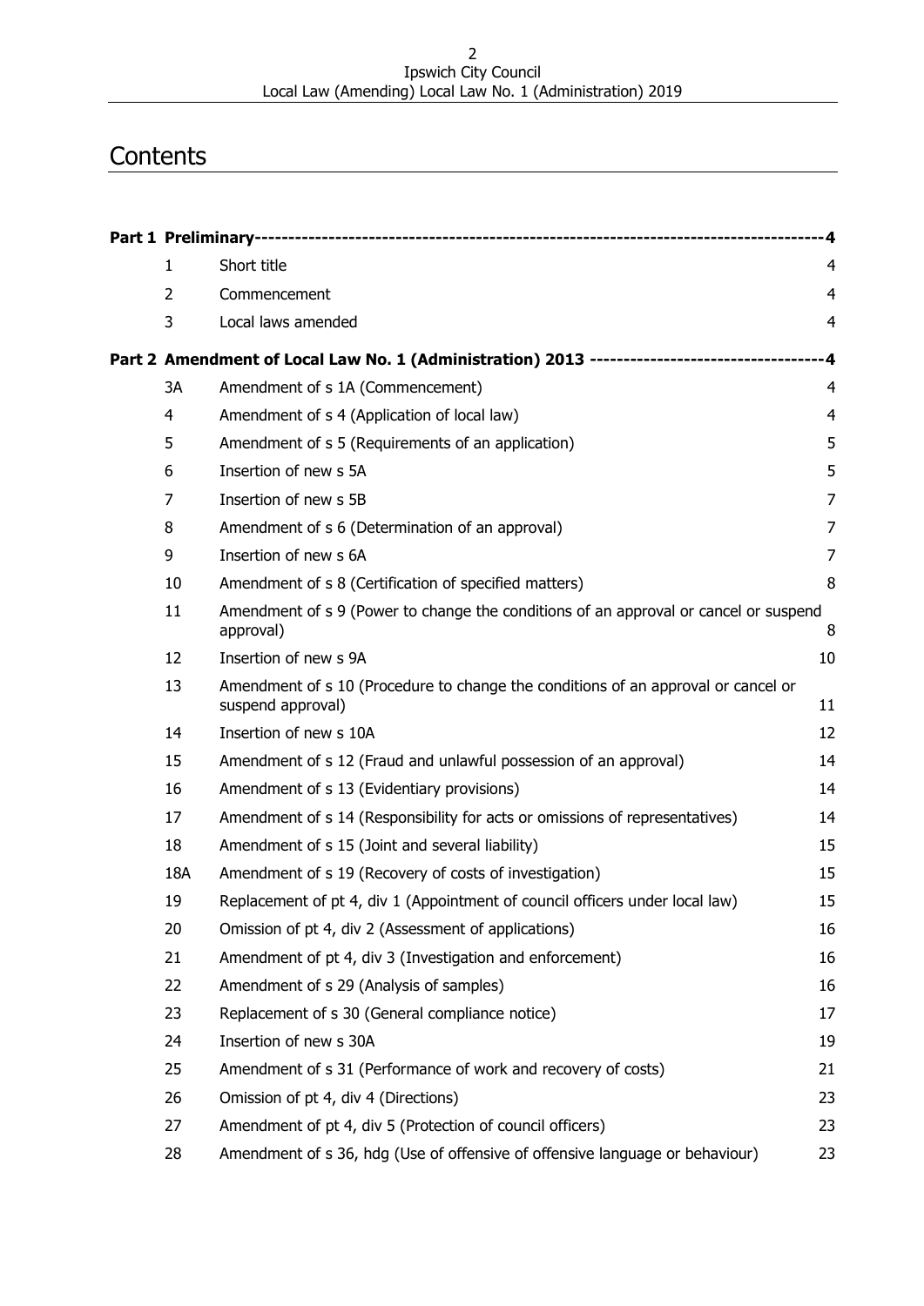# Contents

| | | |
|---|---|---|
| **Part 1 Preliminary** | | **4** |
| 1 | Short title | 4 |
| 2 | Commencement | 4 |
| 3 | Local laws amended | 4 |
| **Part 2 Amendment of Local Law No. 1 (Administration) 2013** | | **4** |
| 3A | Amendment of s 1A (Commencement) | 4 |
| 4 | Amendment of s 4 (Application of local law) | 4 |
| 5 | Amendment of s 5 (Requirements of an application) | 5 |
| 6 | Insertion of new s 5A | 5 |
| 7 | Insertion of new s 5B | 7 |
| 8 | Amendment of s 6 (Determination of an approval) | 7 |
| 9 | Insertion of new s 6A | 7 |
| 10 | Amendment of s 8 (Certification of specified matters) | 8 |
| 11 | Amendment of s 9 (Power to change the conditions of an approval or cancel or suspend approval) | 8 |
| 12 | Insertion of new s 9A | 10 |
| 13 | Amendment of s 10 (Procedure to change the conditions of an approval or cancel or suspend approval) | 11 |
| 14 | Insertion of new s 10A | 12 |
| 15 | Amendment of s 12 (Fraud and unlawful possession of an approval) | 14 |
| 16 | Amendment of s 13 (Evidentiary provisions) | 14 |
| 17 | Amendment of s 14 (Responsibility for acts or omissions of representatives) | 14 |
| 18 | Amendment of s 15 (Joint and several liability) | 15 |
| 18A | Amendment of s 19 (Recovery of costs of investigation) | 15 |
| 19 | Replacement of pt 4, div 1 (Appointment of council officers under local law) | 15 |
| 20 | Omission of pt 4, div 2 (Assessment of applications) | 16 |
| 21 | Amendment of pt 4, div 3 (Investigation and enforcement) | 16 |
| 22 | Amendment of s 29 (Analysis of samples) | 16 |
| 23 | Replacement of s 30 (General compliance notice) | 17 |
| 24 | Insertion of new s 30A | 19 |
| 25 | Amendment of s 31 (Performance of work and recovery of costs) | 21 |
| 26 | Omission of pt 4, div 4 (Directions) | 23 |
| 27 | Amendment of pt 4, div 5 (Protection of council officers) | 23 |
| 28 | Amendment of s 36, hdg (Use of offensive of offensive language or behaviour) | 23 |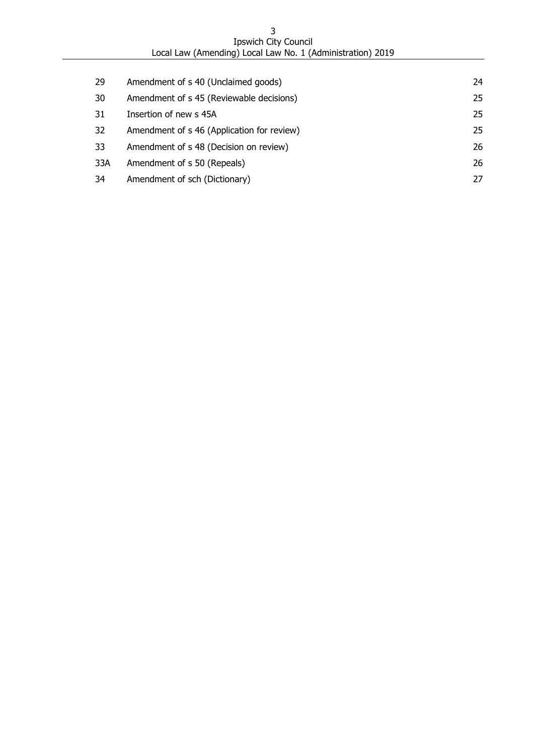| | | |
|---|---|---|
| 29 | Amendment of s 40 (Unclaimed goods) | 24 |
| 30 | Amendment of s 45 (Reviewable decisions) | 25 |
| 31 | Insertion of new s 45A | 25 |
| 32 | Amendment of s 46 (Application for review) | 25 |
| 33 | Amendment of s 48 (Decision on review) | 26 |
| 33A | Amendment of s 50 (Repeals) | 26 |
| 34 | Amendment of sch (Dictionary) | 27 |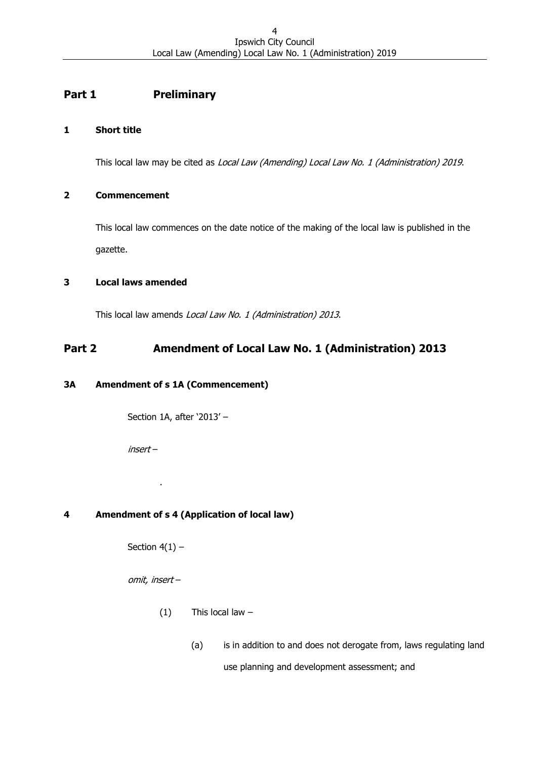## Part 1 Preliminary

### 1 Short title

This local law may be cited as *Local Law (Amending) Local Law No. 1 (Administration) 2019*.

### 2 Commencement

This local law commences on the date notice of the making of the local law is published in the gazette.

### 3 Local laws amended

This local law amends *Local Law No. 1 (Administration) 2013*.

## Part 2 Amendment of Local Law No. 1 (Administration) 2013

### 3A Amendment of s 1A (Commencement)

Section 1A, after '2013' –

*insert* –

.

### 4 Amendment of s 4 (Application of local law)

Section 4(1) –

*omit, insert* –

(1) This local law –

(a) is in addition to and does not derogate from, laws regulating land use planning and development assessment; and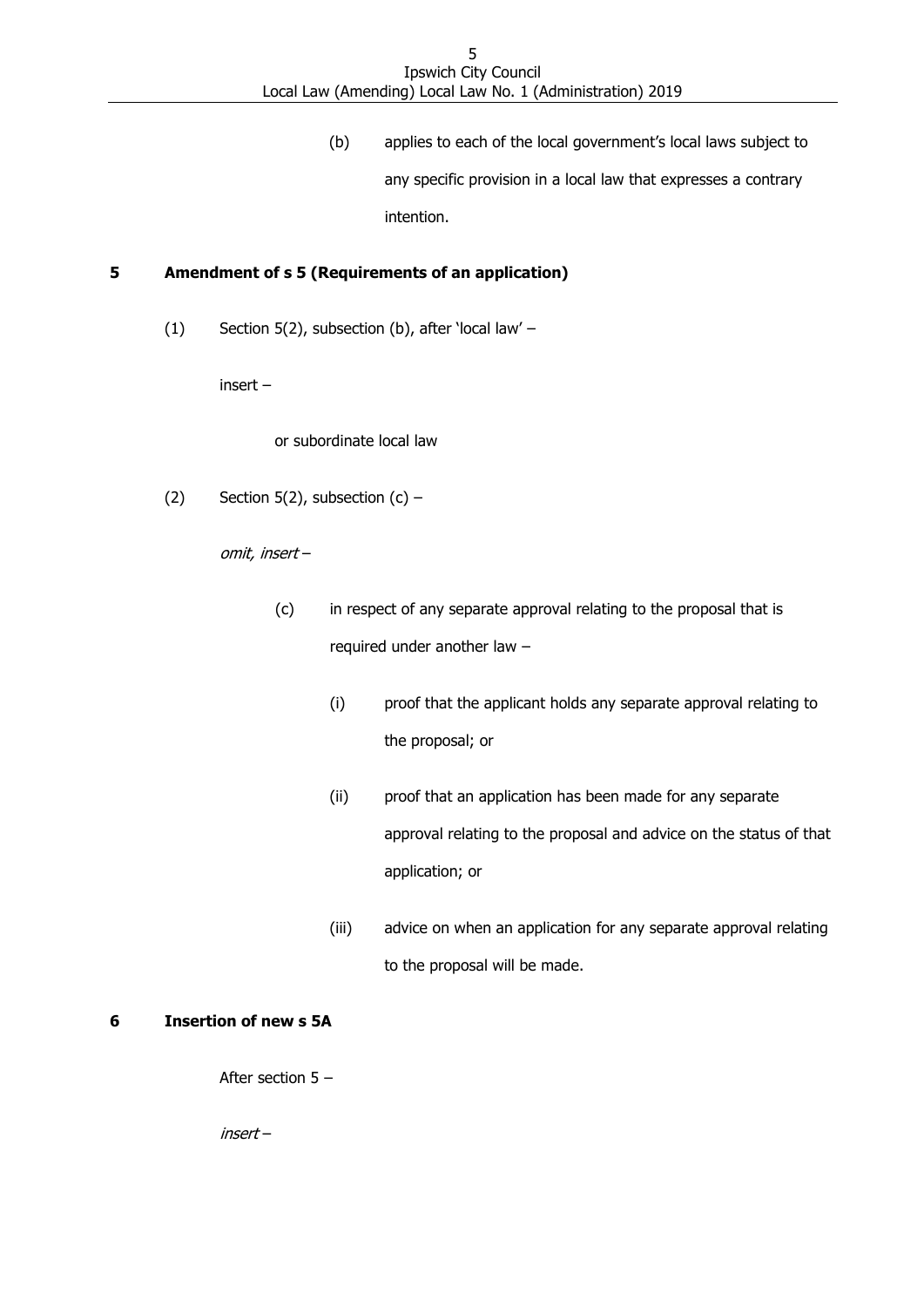(b) applies to each of the local government's local laws subject to any specific provision in a local law that expresses a contrary intention.

## 5 Amendment of s 5 (Requirements of an application)

(1) Section 5(2), subsection (b), after 'local law' –

insert –

or subordinate local law

(2) Section 5(2), subsection (c) –

*omit, insert* –

(c) in respect of any separate approval relating to the proposal that is required under another law –

(i) proof that the applicant holds any separate approval relating to the proposal; or

(ii) proof that an application has been made for any separate approval relating to the proposal and advice on the status of that application; or

(iii) advice on when an application for any separate approval relating to the proposal will be made.

## 6 Insertion of new s 5A

After section 5 –

*insert* –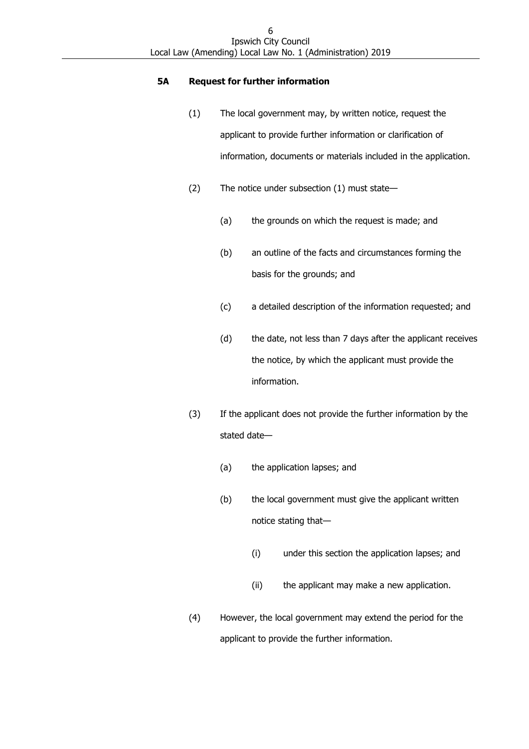### 5A Request for further information

(1) The local government may, by written notice, request the applicant to provide further information or clarification of information, documents or materials included in the application.

(2) The notice under subsection (1) must state—

(a) the grounds on which the request is made; and

(b) an outline of the facts and circumstances forming the basis for the grounds; and

(c) a detailed description of the information requested; and

(d) the date, not less than 7 days after the applicant receives the notice, by which the applicant must provide the information.

(3) If the applicant does not provide the further information by the stated date—

(a) the application lapses; and

(b) the local government must give the applicant written notice stating that—

(i) under this section the application lapses; and

(ii) the applicant may make a new application.

(4) However, the local government may extend the period for the applicant to provide the further information.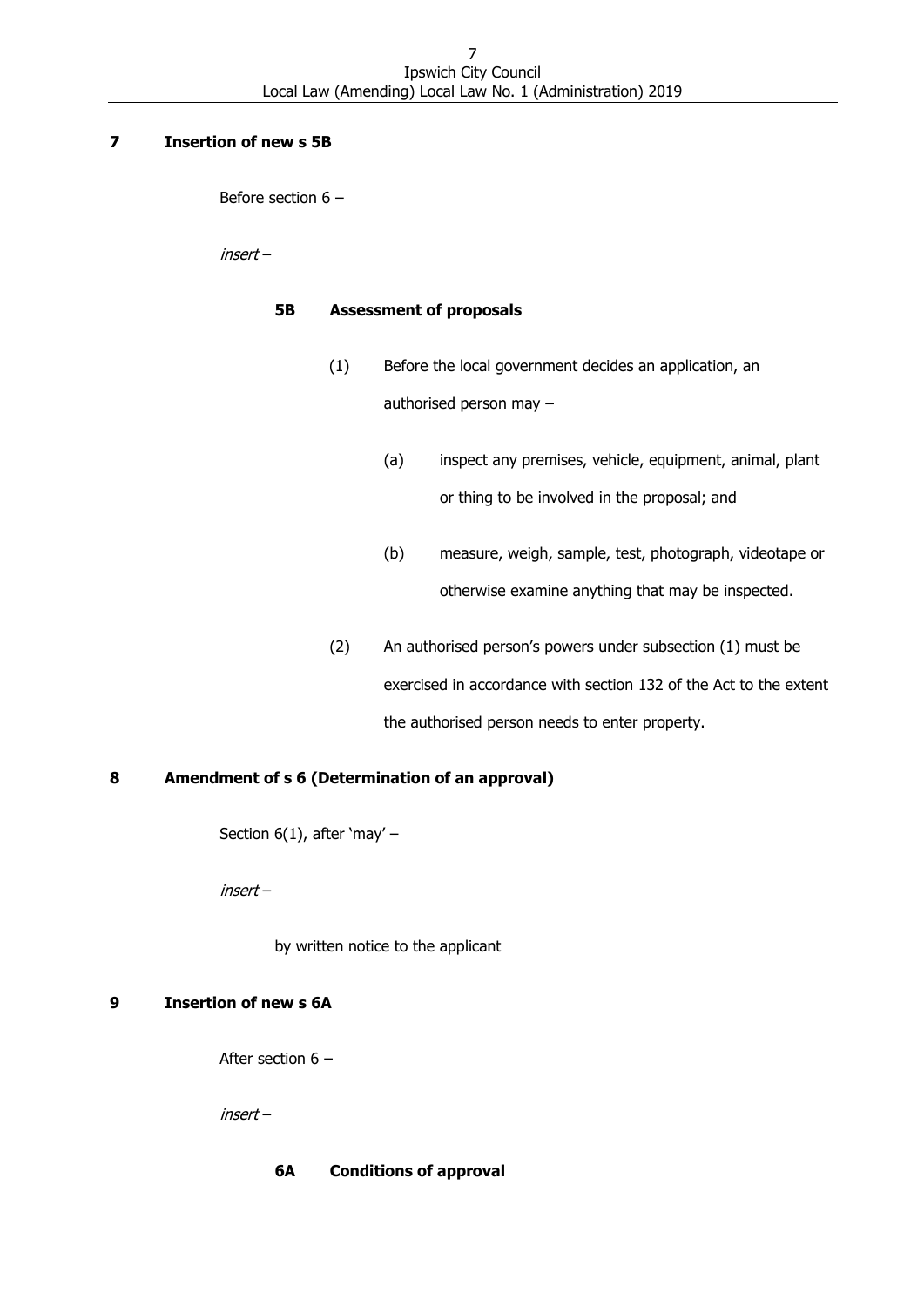**7 Insertion of new s 5B**

Before section 6 –

*insert* –

**5B Assessment of proposals**

(1) Before the local government decides an application, an authorised person may –

(a) inspect any premises, vehicle, equipment, animal, plant or thing to be involved in the proposal; and

(b) measure, weigh, sample, test, photograph, videotape or otherwise examine anything that may be inspected.

(2) An authorised person's powers under subsection (1) must be exercised in accordance with section 132 of the Act to the extent the authorised person needs to enter property.

**8 Amendment of s 6 (Determination of an approval)**

Section 6(1), after 'may' –

*insert* –

by written notice to the applicant

**9 Insertion of new s 6A**

After section 6 –

*insert* –

**6A Conditions of approval**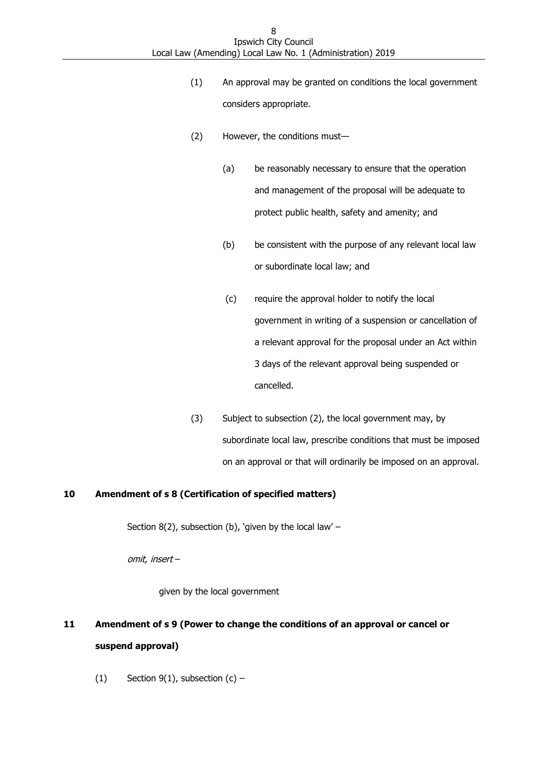(1) An approval may be granted on conditions the local government considers appropriate.

(2) However, the conditions must—

(a) be reasonably necessary to ensure that the operation and management of the proposal will be adequate to protect public health, safety and amenity; and

(b) be consistent with the purpose of any relevant local law or subordinate local law; and

(c) require the approval holder to notify the local government in writing of a suspension or cancellation of a relevant approval for the proposal under an Act within 3 days of the relevant approval being suspended or cancelled.

(3) Subject to subsection (2), the local government may, by subordinate local law, prescribe conditions that must be imposed on an approval or that will ordinarily be imposed on an approval.

**10 Amendment of s 8 (Certification of specified matters)**

Section 8(2), subsection (b), 'given by the local law' –

*omit, insert* –

given by the local government

**11 Amendment of s 9 (Power to change the conditions of an approval or cancel or suspend approval)**

(1) Section 9(1), subsection (c) –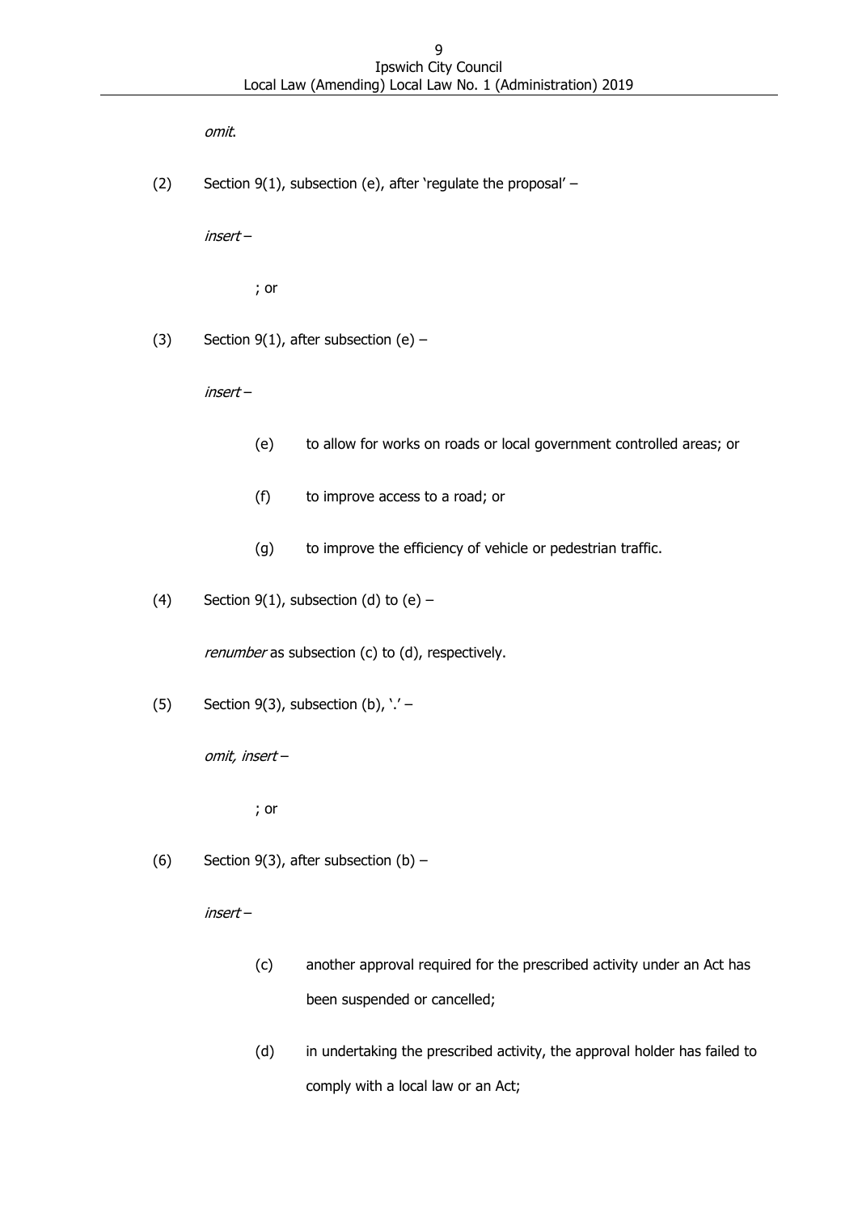*omit*.

(2) Section 9(1), subsection (e), after 'regulate the proposal' –

*insert* –

; or

(3) Section 9(1), after subsection (e) –

*insert* –

(e) to allow for works on roads or local government controlled areas; or

(f) to improve access to a road; or

(g) to improve the efficiency of vehicle or pedestrian traffic.

(4) Section 9(1), subsection (d) to (e) –

*renumber* as subsection (c) to (d), respectively.

(5) Section 9(3), subsection (b), '.' –

*omit, insert* –

; or

(6) Section 9(3), after subsection (b) –

*insert* –

(c) another approval required for the prescribed activity under an Act has been suspended or cancelled;

(d) in undertaking the prescribed activity, the approval holder has failed to comply with a local law or an Act;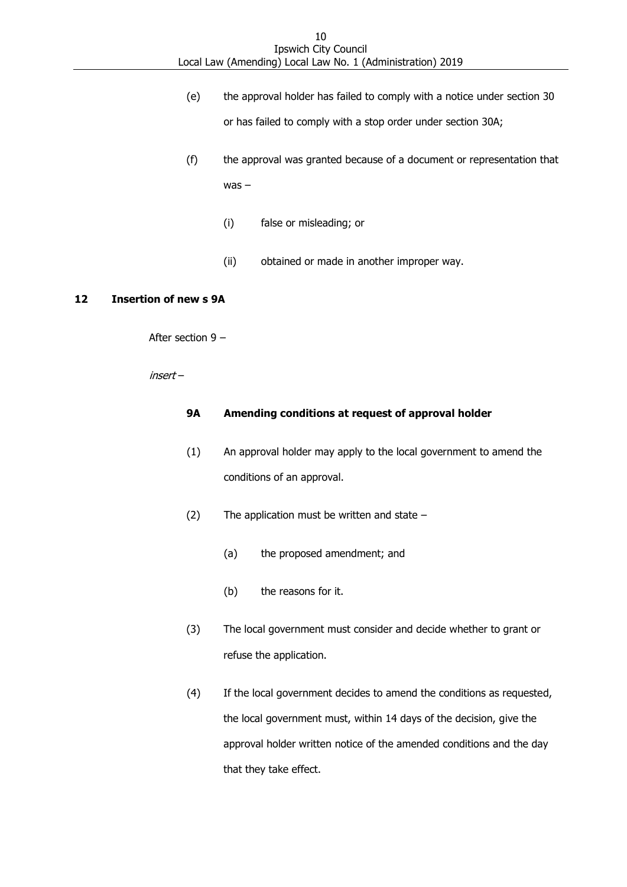(e) the approval holder has failed to comply with a notice under section 30 or has failed to comply with a stop order under section 30A;

(f) the approval was granted because of a document or representation that was –

  (i) false or misleading; or

  (ii) obtained or made in another improper way.

### 12 Insertion of new s 9A

After section 9 –

*insert* –

**9A Amending conditions at request of approval holder**

(1) An approval holder may apply to the local government to amend the conditions of an approval.

(2) The application must be written and state –

  (a) the proposed amendment; and

  (b) the reasons for it.

(3) The local government must consider and decide whether to grant or refuse the application.

(4) If the local government decides to amend the conditions as requested, the local government must, within 14 days of the decision, give the approval holder written notice of the amended conditions and the day that they take effect.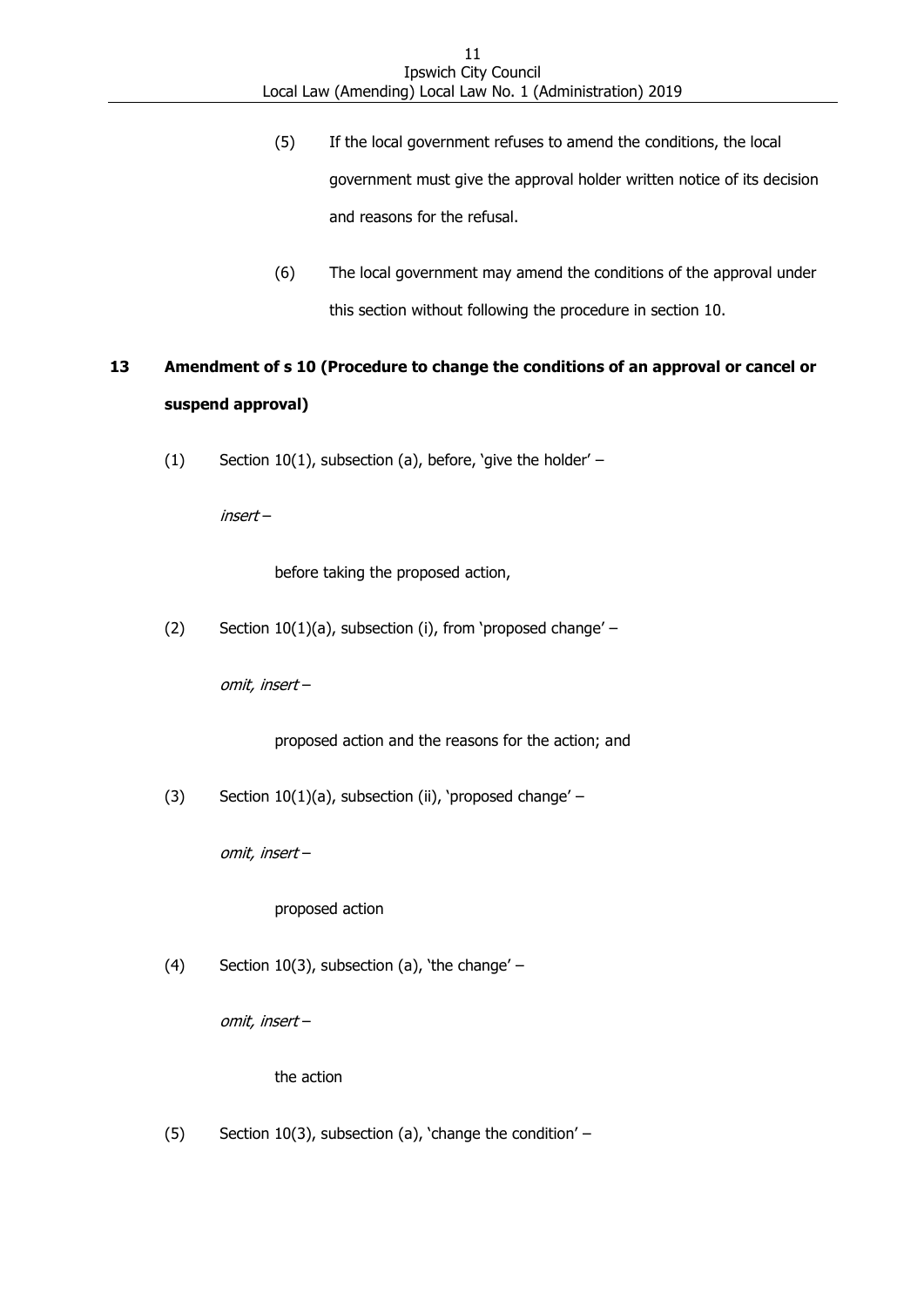(5) If the local government refuses to amend the conditions, the local government must give the approval holder written notice of its decision and reasons for the refusal.

(6) The local government may amend the conditions of the approval under this section without following the procedure in section 10.

## 13 Amendment of s 10 (Procedure to change the conditions of an approval or cancel or suspend approval)

(1) Section 10(1), subsection (a), before, 'give the holder' –

*insert* –

before taking the proposed action,

(2) Section 10(1)(a), subsection (i), from 'proposed change' –

*omit, insert* –

proposed action and the reasons for the action; and

(3) Section 10(1)(a), subsection (ii), 'proposed change' –

*omit, insert* –

proposed action

(4) Section 10(3), subsection (a), 'the change' –

*omit, insert* –

the action

(5) Section 10(3), subsection (a), 'change the condition' –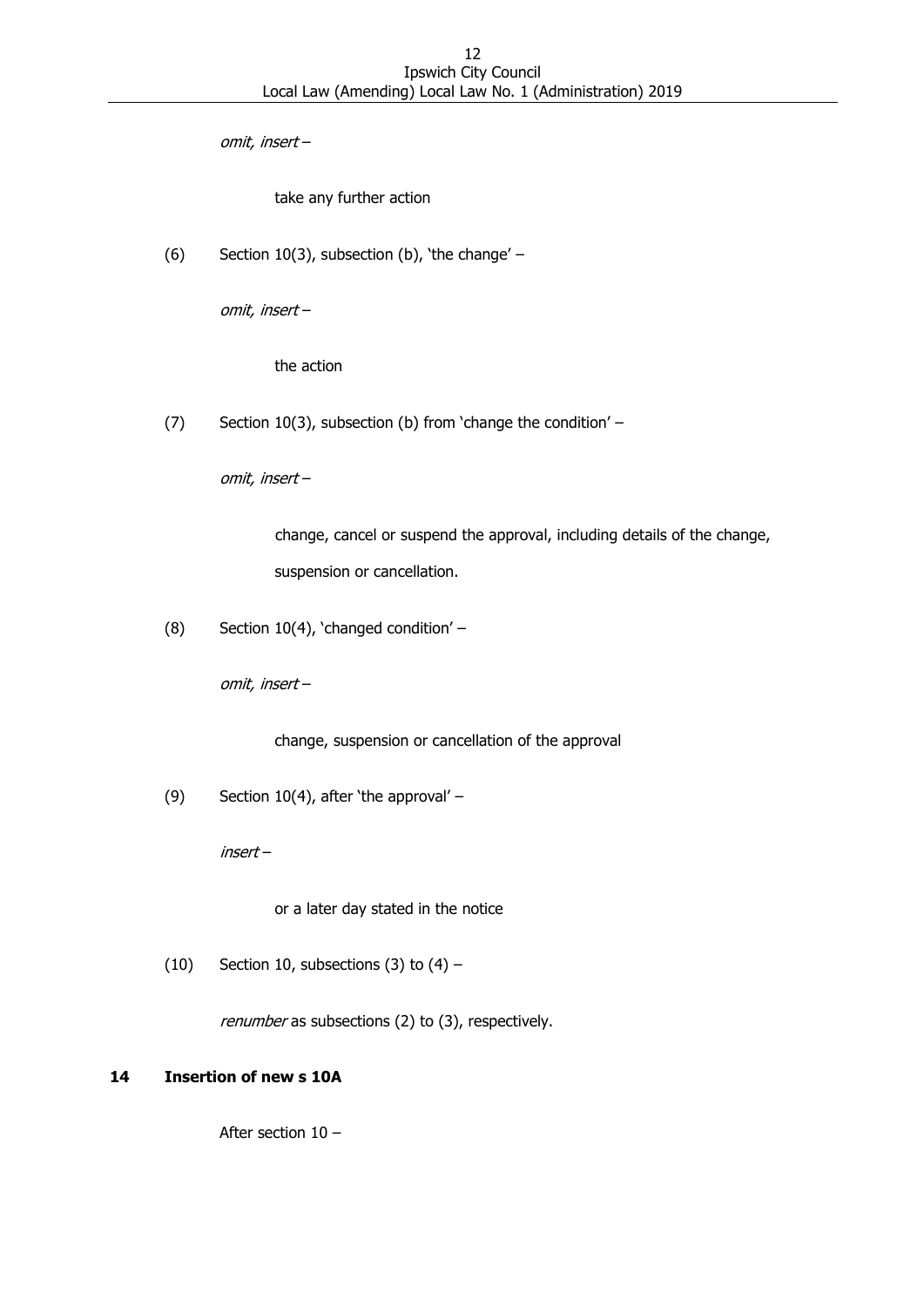*omit, insert* –

take any further action

(6) Section 10(3), subsection (b), 'the change' –

*omit, insert* –

the action

(7) Section 10(3), subsection (b) from 'change the condition' –

*omit, insert* –

change, cancel or suspend the approval, including details of the change, suspension or cancellation.

(8) Section 10(4), 'changed condition' –

*omit, insert* –

change, suspension or cancellation of the approval

(9) Section 10(4), after 'the approval' –

*insert* –

or a later day stated in the notice

(10) Section 10, subsections (3) to (4) –

*renumber* as subsections (2) to (3), respectively.

**14 Insertion of new s 10A**

After section 10 –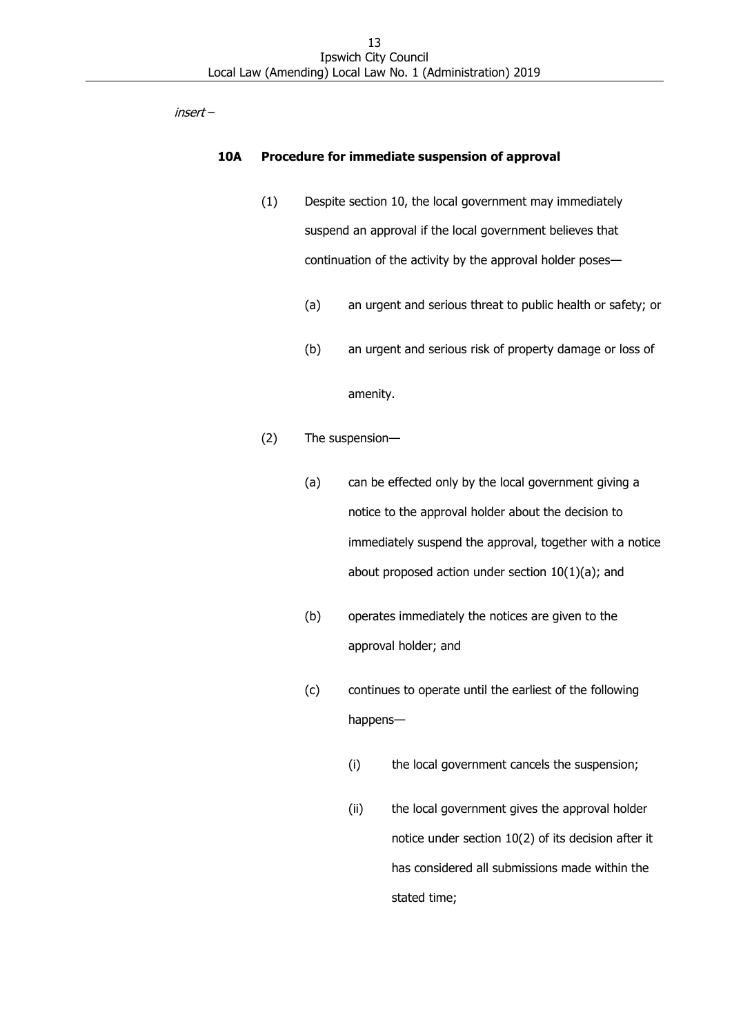*insert –*

**10A Procedure for immediate suspension of approval**

(1) Despite section 10, the local government may immediately suspend an approval if the local government believes that continuation of the activity by the approval holder poses—

(a) an urgent and serious threat to public health or safety; or

(b) an urgent and serious risk of property damage or loss of amenity.

(2) The suspension—

(a) can be effected only by the local government giving a notice to the approval holder about the decision to immediately suspend the approval, together with a notice about proposed action under section 10(1)(a); and

(b) operates immediately the notices are given to the approval holder; and

(c) continues to operate until the earliest of the following happens—

(i) the local government cancels the suspension;

(ii) the local government gives the approval holder notice under section 10(2) of its decision after it has considered all submissions made within the stated time;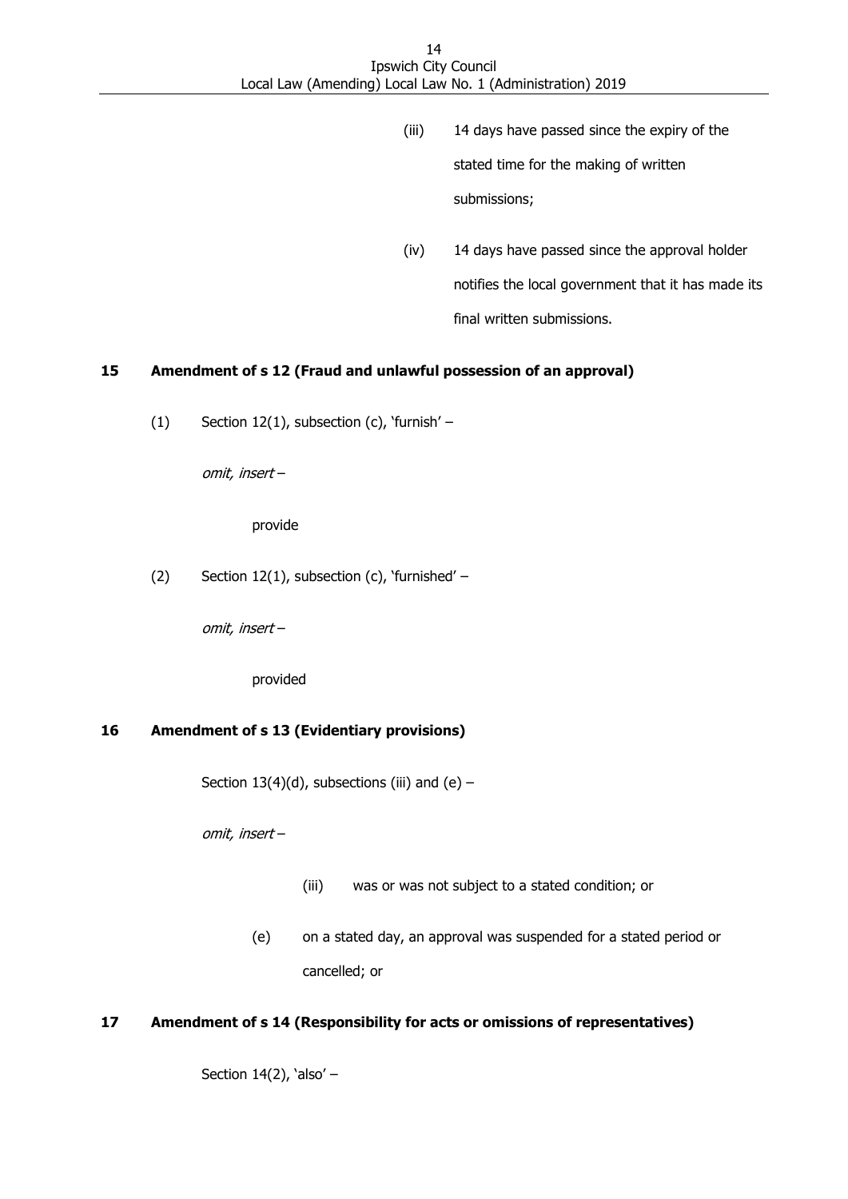(iii) 14 days have passed since the expiry of the stated time for the making of written submissions;

(iv) 14 days have passed since the approval holder notifies the local government that it has made its final written submissions.

**15 Amendment of s 12 (Fraud and unlawful possession of an approval)**

(1) Section 12(1), subsection (c), 'furnish' –

*omit, insert* –

provide

(2) Section 12(1), subsection (c), 'furnished' –

*omit, insert* –

provided

**16 Amendment of s 13 (Evidentiary provisions)**

Section 13(4)(d), subsections (iii) and (e) –

*omit, insert* –

(iii) was or was not subject to a stated condition; or

(e) on a stated day, an approval was suspended for a stated period or cancelled; or

**17 Amendment of s 14 (Responsibility for acts or omissions of representatives)**

Section 14(2), 'also' –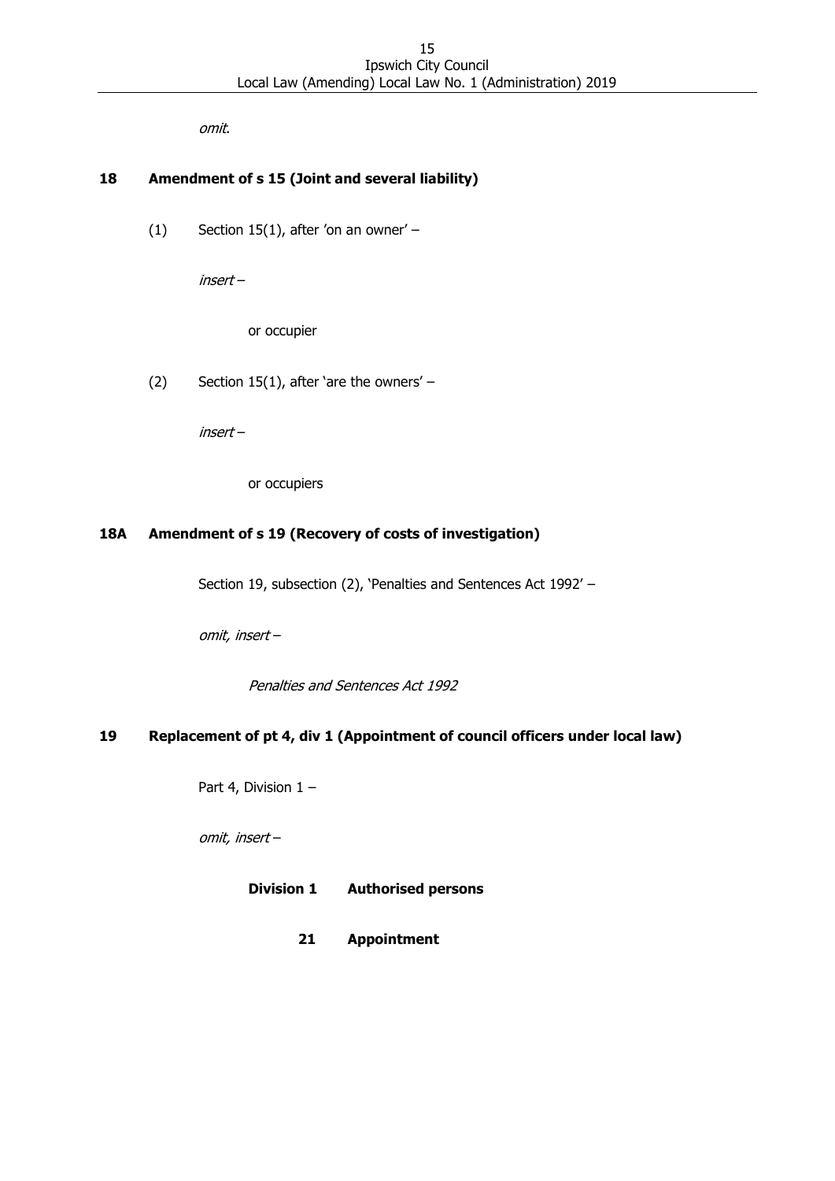*omit*.

### 18 Amendment of s 15 (Joint and several liability)

(1) Section 15(1), after 'on an owner' –

*insert* –

or occupier

(2) Section 15(1), after 'are the owners' –

*insert* –

or occupiers

### 18A Amendment of s 19 (Recovery of costs of investigation)

Section 19, subsection (2), 'Penalties and Sentences Act 1992' –

*omit, insert* –

*Penalties and Sentences Act 1992*

### 19 Replacement of pt 4, div 1 (Appointment of council officers under local law)

Part 4, Division 1 –

*omit, insert* –

**Division 1 Authorised persons**

**21 Appointment**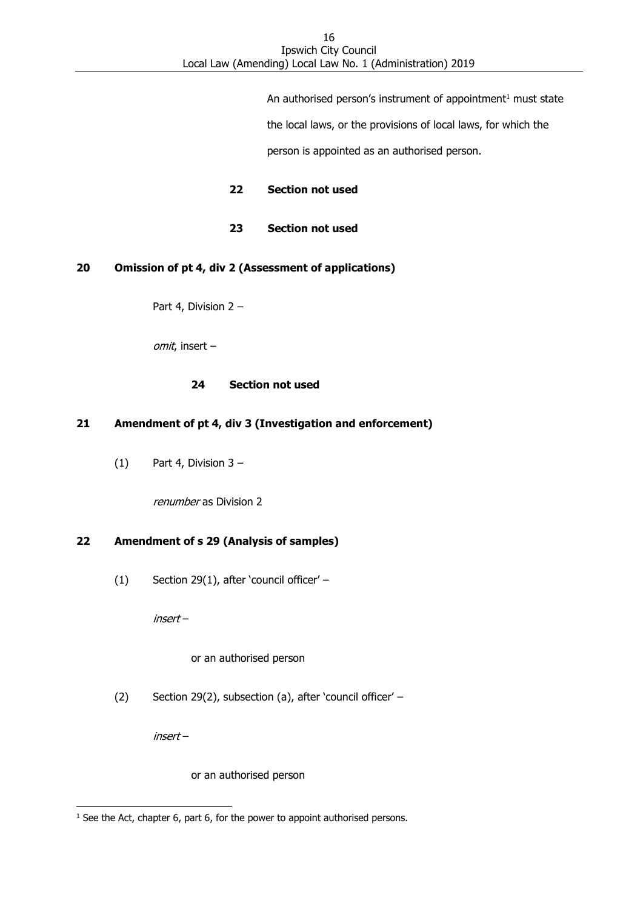An authorised person's instrument of appointment[1] must state the local laws, or the provisions of local laws, for which the person is appointed as an authorised person.

**22 Section not used**

**23 Section not used**

**20 Omission of pt 4, div 2 (Assessment of applications)**

Part 4, Division 2 –

*omit*, insert –

**24 Section not used**

**21 Amendment of pt 4, div 3 (Investigation and enforcement)**

(1) Part 4, Division 3 –

*renumber* as Division 2

**22 Amendment of s 29 (Analysis of samples)**

(1) Section 29(1), after 'council officer' –

*insert* –

or an authorised person

(2) Section 29(2), subsection (a), after 'council officer' –

*insert* –

or an authorised person

[1] See the Act, chapter 6, part 6, for the power to appoint authorised persons.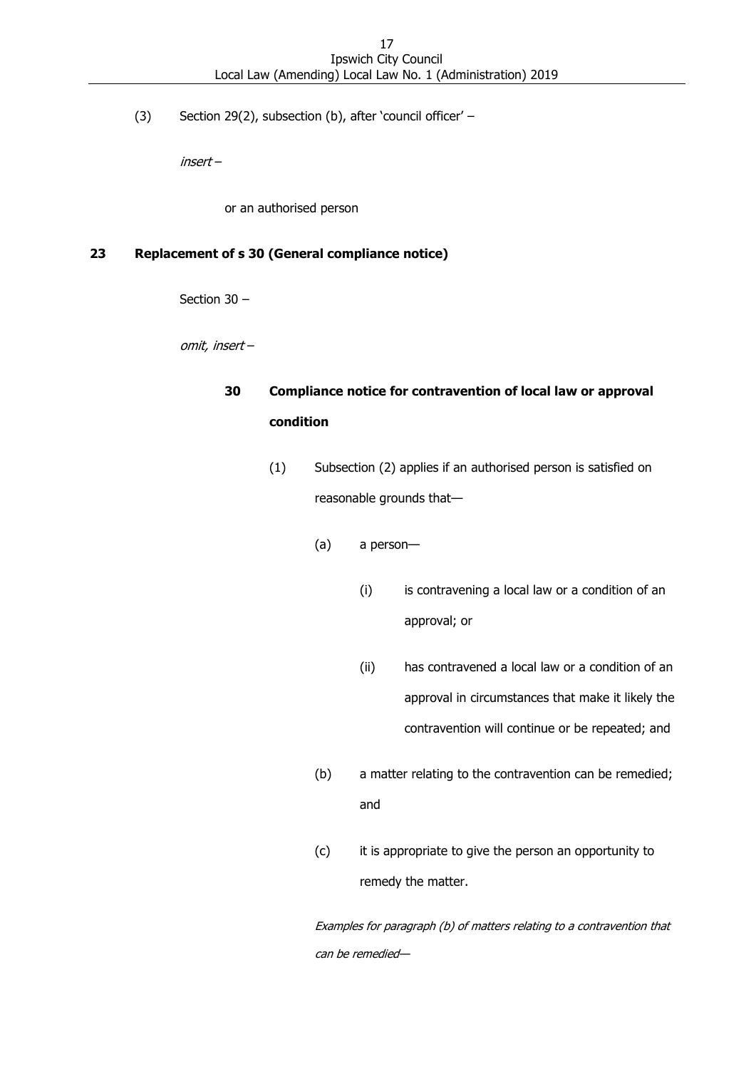(3) Section 29(2), subsection (b), after 'council officer' –

*insert* –

or an authorised person

## 23 Replacement of s 30 (General compliance notice)

Section 30 –

*omit, insert* –

### 30 Compliance notice for contravention of local law or approval condition

(1) Subsection (2) applies if an authorised person is satisfied on reasonable grounds that—

(a) a person—

(i) is contravening a local law or a condition of an approval; or

(ii) has contravened a local law or a condition of an approval in circumstances that make it likely the contravention will continue or be repeated; and

(b) a matter relating to the contravention can be remedied; and

(c) it is appropriate to give the person an opportunity to remedy the matter.

*Examples for paragraph (b) of matters relating to a contravention that can be remedied—*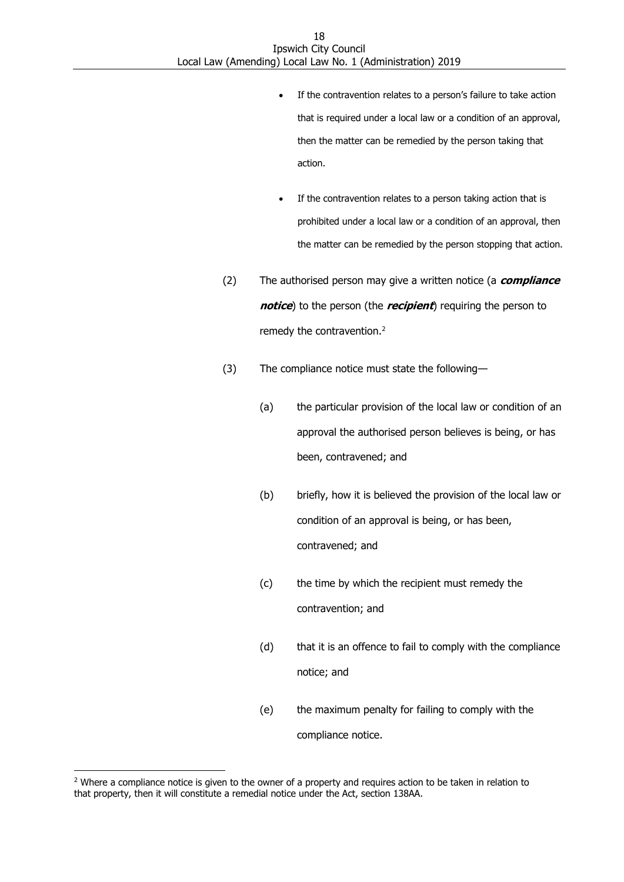- If the contravention relates to a person's failure to take action that is required under a local law or a condition of an approval, then the matter can be remedied by the person taking that action.

- If the contravention relates to a person taking action that is prohibited under a local law or a condition of an approval, then the matter can be remedied by the person stopping that action.

(2) The authorised person may give a written notice (a ***compliance notice***) to the person (the ***recipient***) requiring the person to remedy the contravention.[2]

(3) The compliance notice must state the following—

(a) the particular provision of the local law or condition of an approval the authorised person believes is being, or has been, contravened; and

(b) briefly, how it is believed the provision of the local law or condition of an approval is being, or has been, contravened; and

(c) the time by which the recipient must remedy the contravention; and

(d) that it is an offence to fail to comply with the compliance notice; and

(e) the maximum penalty for failing to comply with the compliance notice.

---

[2] Where a compliance notice is given to the owner of a property and requires action to be taken in relation to that property, then it will constitute a remedial notice under the Act, section 138AA.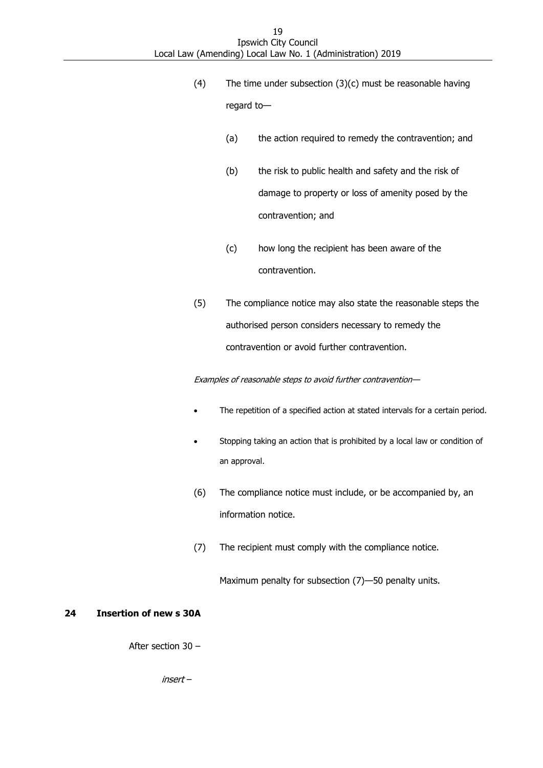(4) The time under subsection (3)(c) must be reasonable having regard to—

(a) the action required to remedy the contravention; and

(b) the risk to public health and safety and the risk of damage to property or loss of amenity posed by the contravention; and

(c) how long the recipient has been aware of the contravention.

(5) The compliance notice may also state the reasonable steps the authorised person considers necessary to remedy the contravention or avoid further contravention.

*Examples of reasonable steps to avoid further contravention—*

- The repetition of a specified action at stated intervals for a certain period.
- Stopping taking an action that is prohibited by a local law or condition of an approval.

(6) The compliance notice must include, or be accompanied by, an information notice.

(7) The recipient must comply with the compliance notice.

Maximum penalty for subsection (7)—50 penalty units.

**24 Insertion of new s 30A**

After section 30 –

*insert* –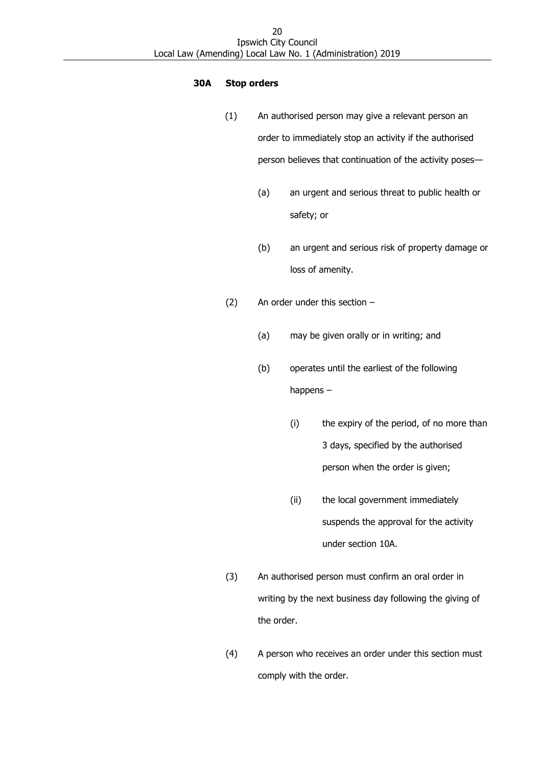### 30A Stop orders

(1) An authorised person may give a relevant person an order to immediately stop an activity if the authorised person believes that continuation of the activity poses—

   (a) an urgent and serious threat to public health or safety; or

   (b) an urgent and serious risk of property damage or loss of amenity.

(2) An order under this section –

   (a) may be given orally or in writing; and

   (b) operates until the earliest of the following happens –

      (i) the expiry of the period, of no more than 3 days, specified by the authorised person when the order is given;

      (ii) the local government immediately suspends the approval for the activity under section 10A.

(3) An authorised person must confirm an oral order in writing by the next business day following the giving of the order.

(4) A person who receives an order under this section must comply with the order.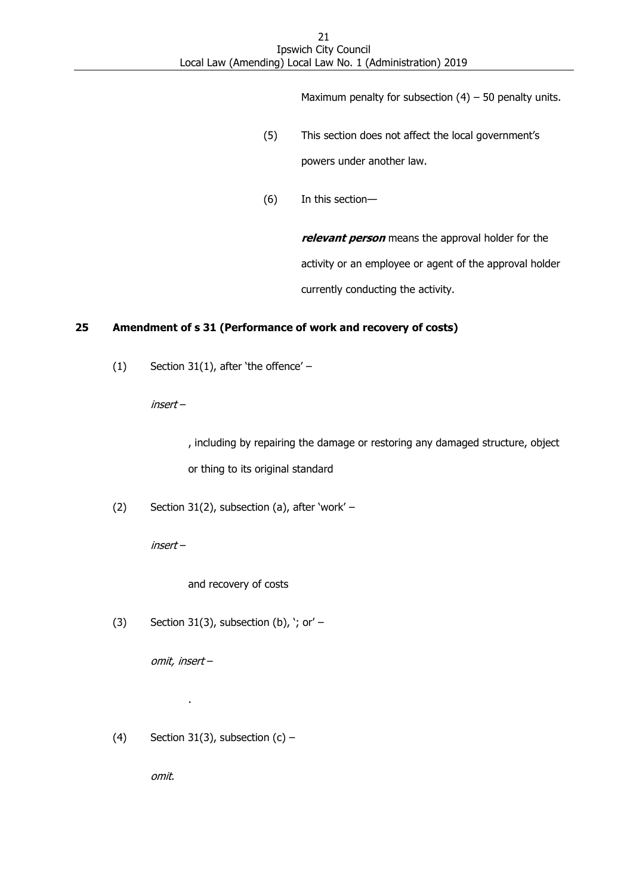Maximum penalty for subsection (4) – 50 penalty units.

(5) This section does not affect the local government's powers under another law.

(6) In this section—

***relevant person*** means the approval holder for the activity or an employee or agent of the approval holder currently conducting the activity.

## 25 Amendment of s 31 (Performance of work and recovery of costs)

(1) Section 31(1), after 'the offence' –

*insert* –

, including by repairing the damage or restoring any damaged structure, object or thing to its original standard

(2) Section 31(2), subsection (a), after 'work' –

*insert* –

and recovery of costs

(3) Section 31(3), subsection (b), '; or' –

*omit, insert* –

.

(4) Section 31(3), subsection (c) –

*omit*.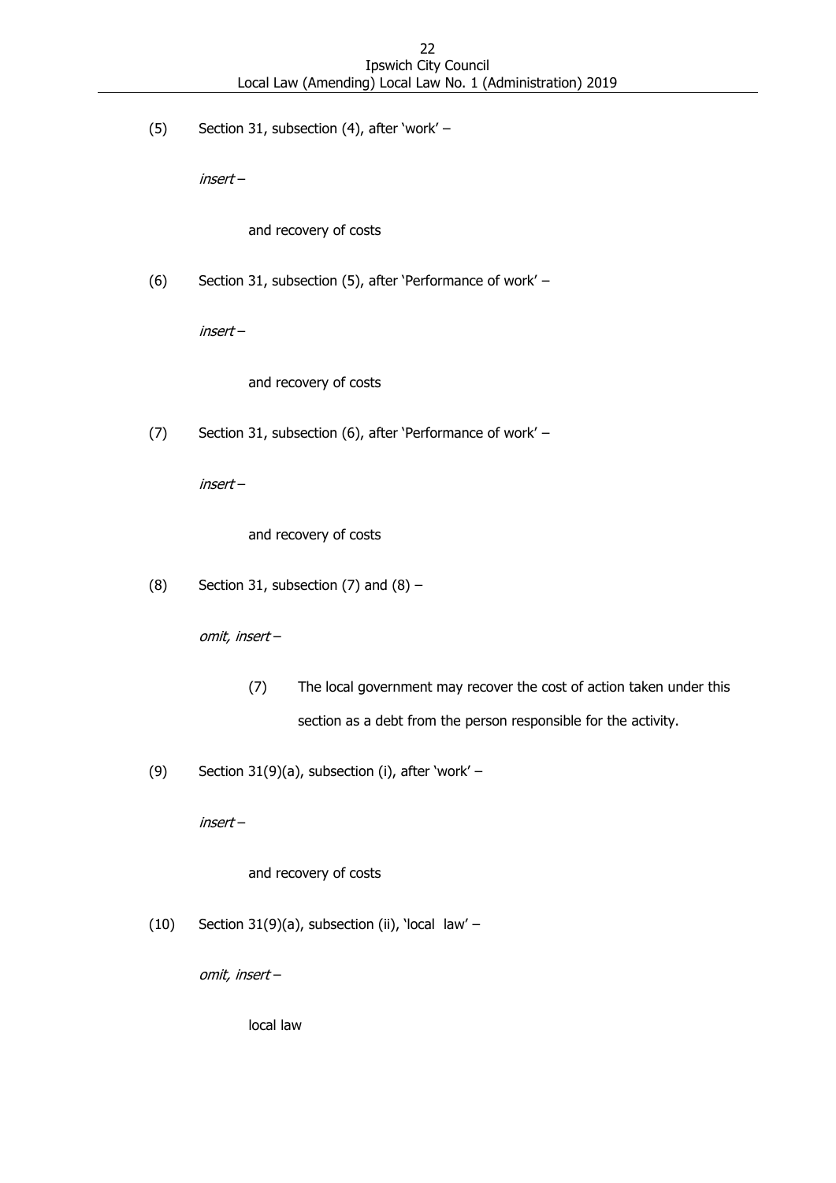(5) Section 31, subsection (4), after 'work' –

*insert* –

and recovery of costs

(6) Section 31, subsection (5), after 'Performance of work' –

*insert* –

and recovery of costs

(7) Section 31, subsection (6), after 'Performance of work' –

*insert* –

and recovery of costs

(8) Section 31, subsection (7) and (8) –

*omit, insert* –

(7) The local government may recover the cost of action taken under this section as a debt from the person responsible for the activity.

(9) Section 31(9)(a), subsection (i), after 'work' –

*insert* –

and recovery of costs

(10) Section 31(9)(a), subsection (ii), 'local  law' –

*omit, insert* –

local law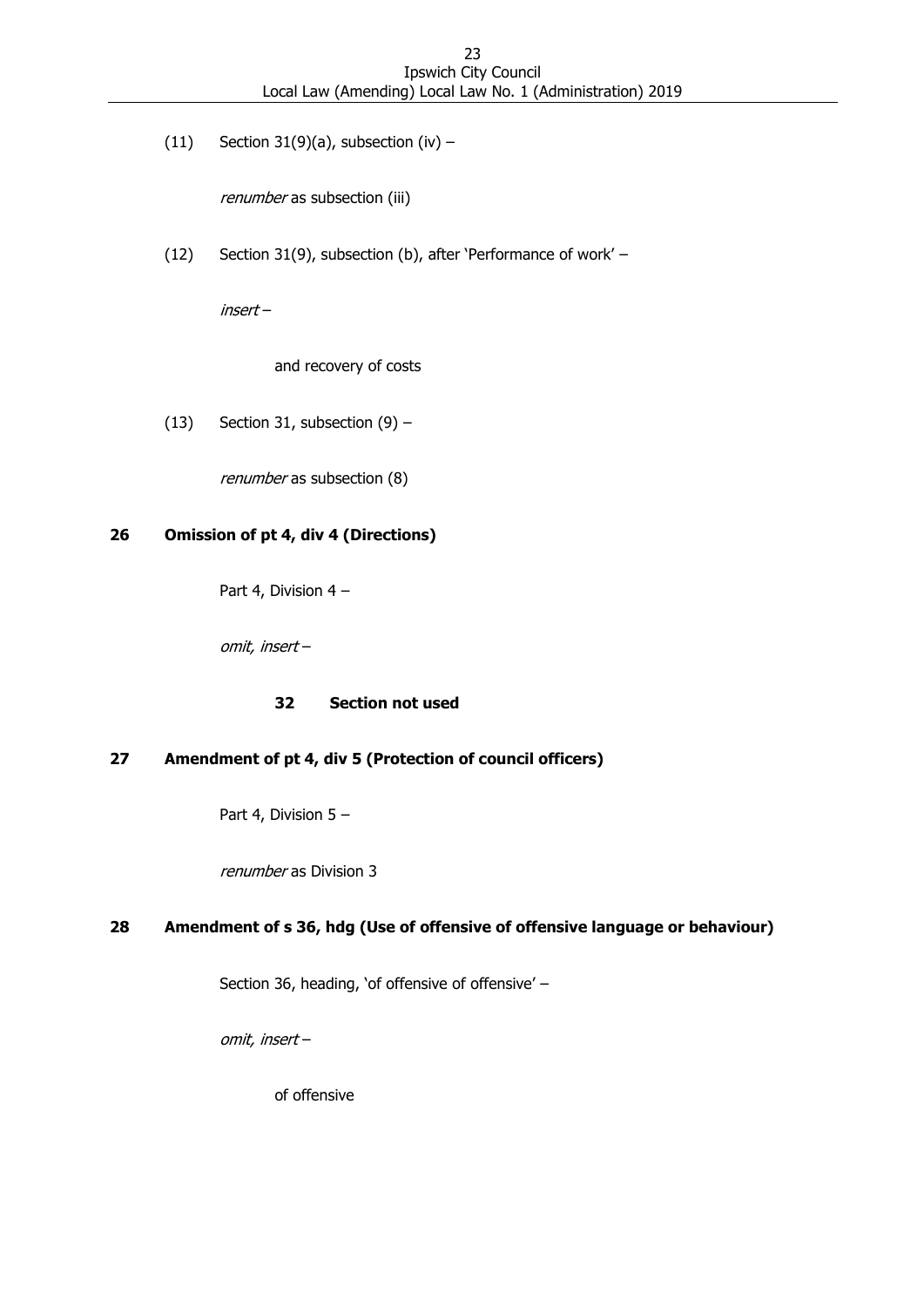(11) Section 31(9)(a), subsection (iv) –

*renumber* as subsection (iii)

(12) Section 31(9), subsection (b), after 'Performance of work' –

*insert* –

> and recovery of costs

(13) Section 31, subsection (9) –

*renumber* as subsection (8)

## 26 Omission of pt 4, div 4 (Directions)

Part 4, Division 4 –

*omit, insert* –

> **32 Section not used**

## 27 Amendment of pt 4, div 5 (Protection of council officers)

Part 4, Division 5 –

*renumber* as Division 3

## 28 Amendment of s 36, hdg (Use of offensive of offensive language or behaviour)

Section 36, heading, 'of offensive of offensive' –

*omit, insert* –

> of offensive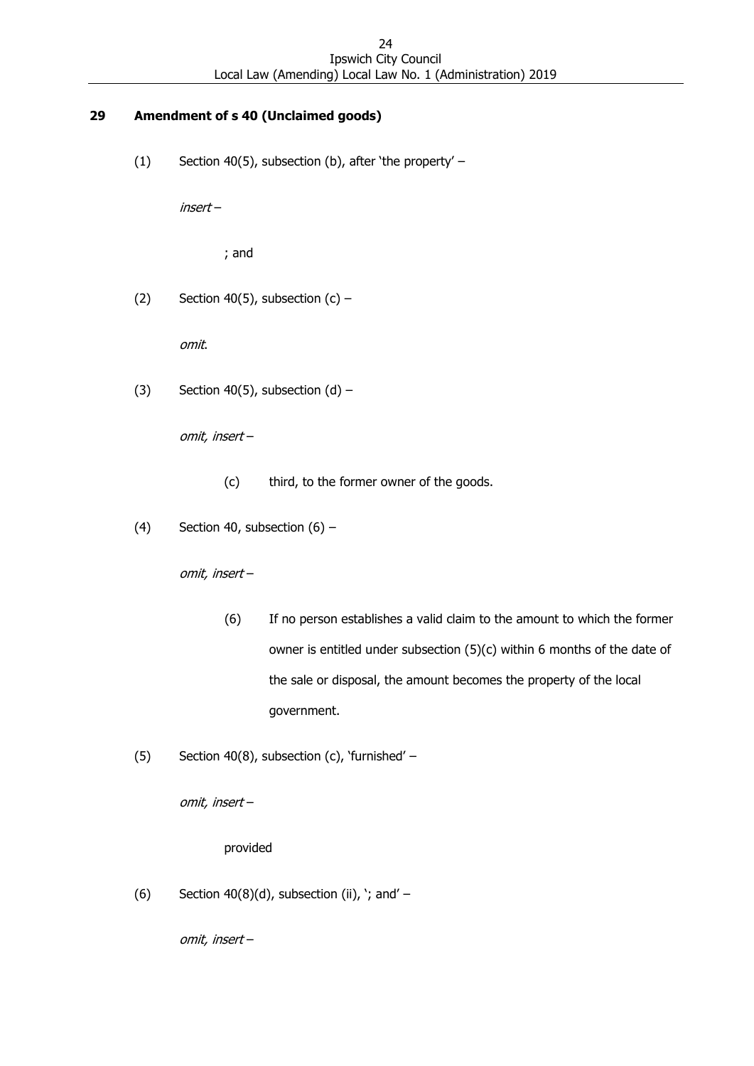## 29 Amendment of s 40 (Unclaimed goods)

(1) Section 40(5), subsection (b), after 'the property' –

*insert* –

; and

(2) Section 40(5), subsection (c) –

*omit*.

(3) Section 40(5), subsection (d) –

*omit, insert* –

(c) third, to the former owner of the goods.

(4) Section 40, subsection (6) –

*omit, insert* –

(6) If no person establishes a valid claim to the amount to which the former owner is entitled under subsection (5)(c) within 6 months of the date of the sale or disposal, the amount becomes the property of the local government.

(5) Section 40(8), subsection (c), 'furnished' –

*omit, insert* –

provided

(6) Section 40(8)(d), subsection (ii), '; and' –

*omit, insert* –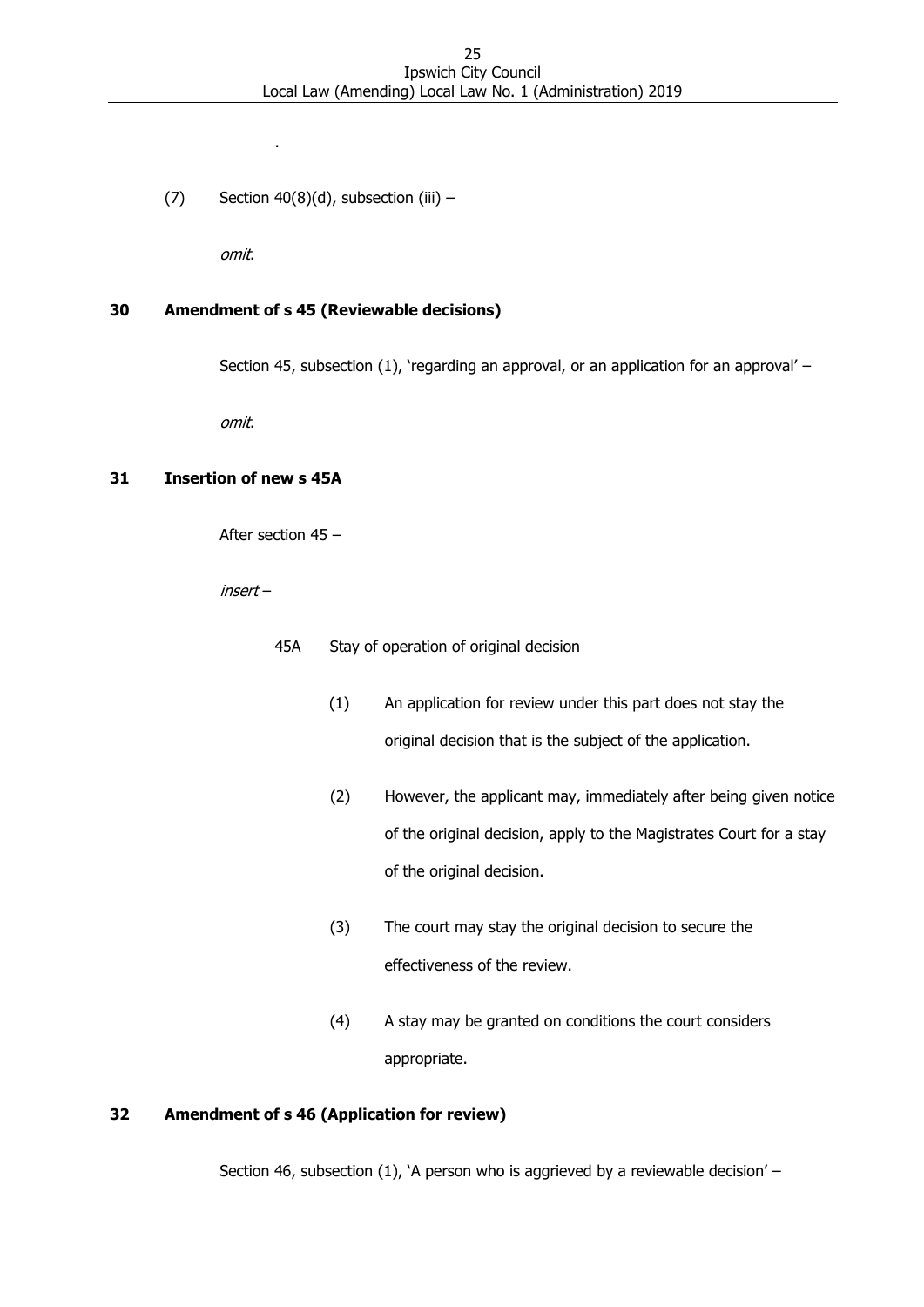.

(7) Section 40(8)(d), subsection (iii) –

*omit*.

### 30 Amendment of s 45 (Reviewable decisions)

Section 45, subsection (1), 'regarding an approval, or an application for an approval' –

*omit*.

### 31 Insertion of new s 45A

After section 45 –

*insert* –

45A Stay of operation of original decision

(1) An application for review under this part does not stay the original decision that is the subject of the application.

(2) However, the applicant may, immediately after being given notice of the original decision, apply to the Magistrates Court for a stay of the original decision.

(3) The court may stay the original decision to secure the effectiveness of the review.

(4) A stay may be granted on conditions the court considers appropriate.

### 32 Amendment of s 46 (Application for review)

Section 46, subsection (1), 'A person who is aggrieved by a reviewable decision' –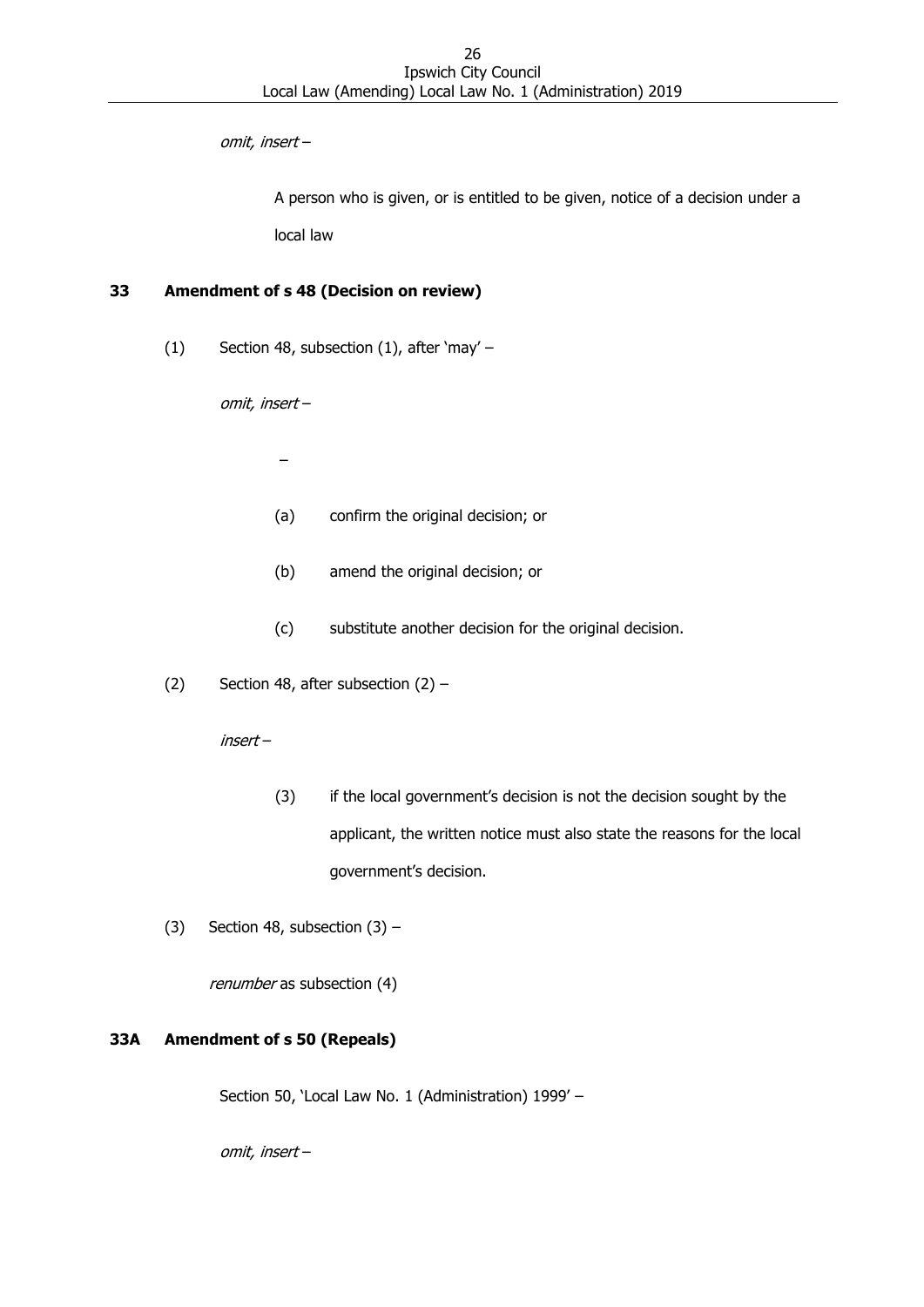*omit, insert* –

> A person who is given, or is entitled to be given, notice of a decision under a local law

### 33 Amendment of s 48 (Decision on review)

(1) Section 48, subsection (1), after 'may' –

*omit, insert* –

> –
>
> (a) confirm the original decision; or
>
> (b) amend the original decision; or
>
> (c) substitute another decision for the original decision.

(2) Section 48, after subsection (2) –

*insert* –

> (3) if the local government's decision is not the decision sought by the applicant, the written notice must also state the reasons for the local government's decision.

(3) Section 48, subsection (3) –

*renumber* as subsection (4)

### 33A Amendment of s 50 (Repeals)

Section 50, 'Local Law No. 1 (Administration) 1999' –

*omit, insert* –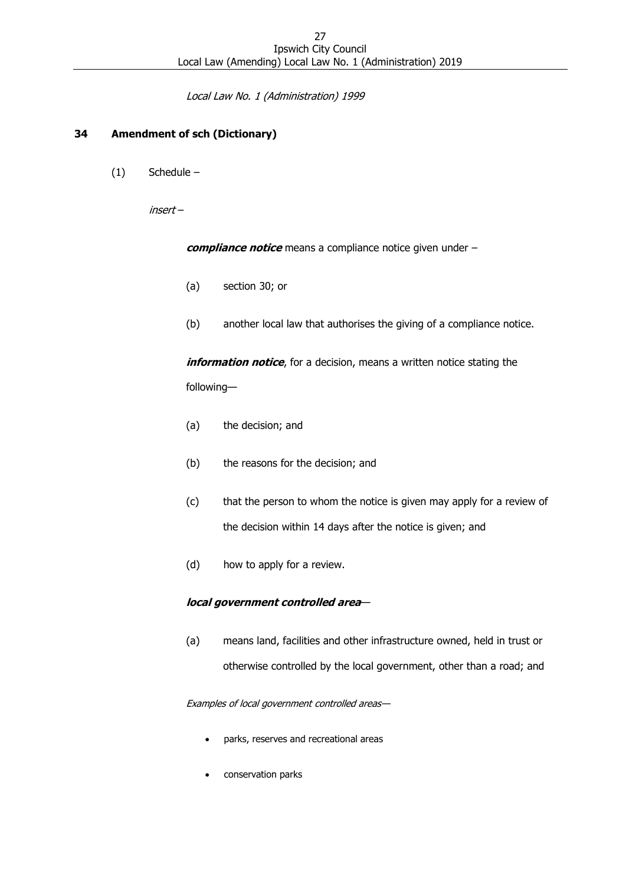*Local Law No. 1 (Administration) 1999*

## 34 Amendment of sch (Dictionary)

(1) Schedule –

*insert* –

***compliance notice*** means a compliance notice given under –

(a) section 30; or

(b) another local law that authorises the giving of a compliance notice.

***information notice***, for a decision, means a written notice stating the following—

(a) the decision; and

(b) the reasons for the decision; and

(c) that the person to whom the notice is given may apply for a review of the decision within 14 days after the notice is given; and

(d) how to apply for a review.

***local government controlled area***—

(a) means land, facilities and other infrastructure owned, held in trust or otherwise controlled by the local government, other than a road; and

*Examples of local government controlled areas*—

- parks, reserves and recreational areas
- conservation parks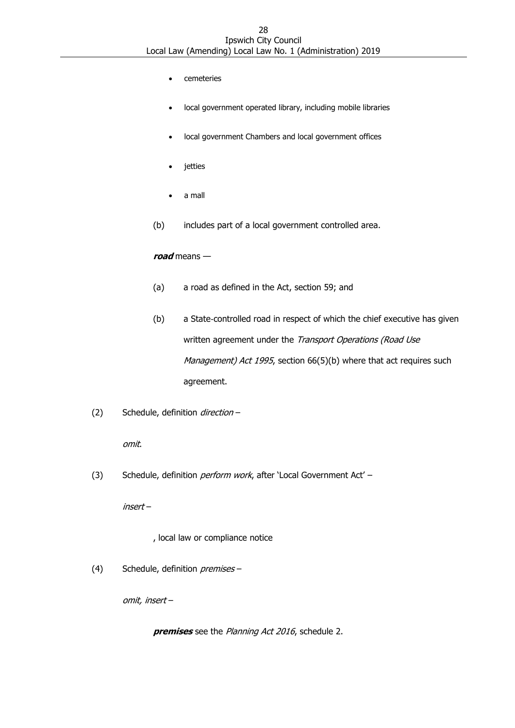- cemeteries
- local government operated library, including mobile libraries
- local government Chambers and local government offices
- jetties
- a mall

(b) includes part of a local government controlled area.

***road*** means —

(a) a road as defined in the Act, section 59; and

(b) a State-controlled road in respect of which the chief executive has given written agreement under the *Transport Operations (Road Use Management) Act 1995*, section 66(5)(b) where that act requires such agreement.

(2) Schedule, definition *direction* –

*omit*.

(3) Schedule, definition *perform work*, after 'Local Government Act' –

*insert* –

, local law or compliance notice

(4) Schedule, definition *premises* –

*omit, insert* –

***premises*** see the *Planning Act 2016*, schedule 2.